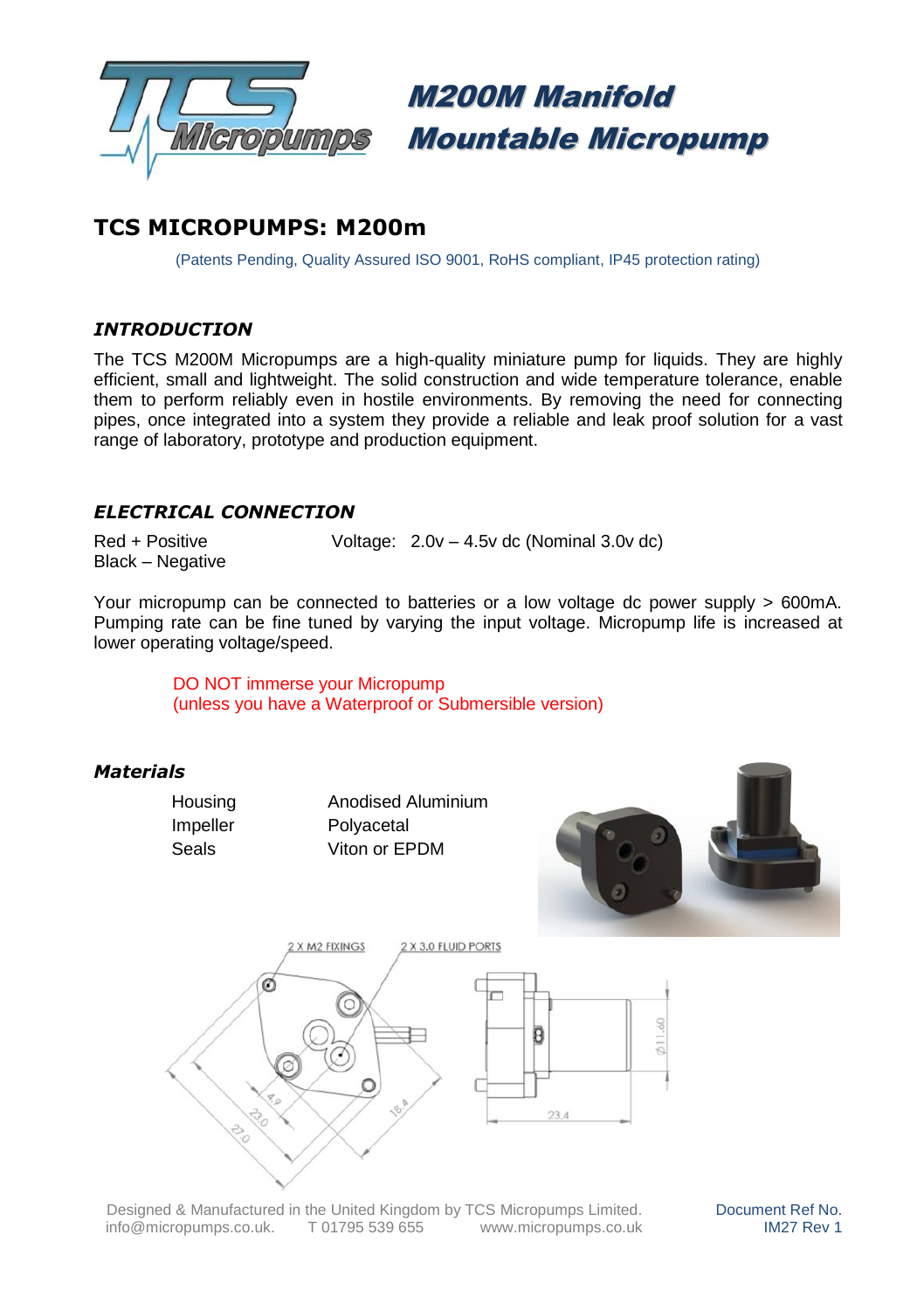# M200M Manifold Mountable Micropump

## TCS MICROPUMPS: M200m

(Patents Pending, Quality Assured ISO 9001, RoHS compliant, IP45 protection rating)

### *INTRODUCTION*

The TCS M200M Micropumps are a high-quality miniature pump for liquids. They are highly efficient, small and lightweight. The solid construction and wide temperature tolerance, enable them to perform reliably even in hostile environments. By removing the need for connecting pipes, once integrated into a system they provide a reliable and leak proof solution for a vast range of laboratory, prototype and production equipment.

### *ELECTRICAL CONNECTION*

Red + Positive
Black – Negative

Voltage: 2.0v – 4.5v dc (Nominal 3.0v dc)

Your micropump can be connected to batteries or a low voltage dc power supply > 600mA. Pumping rate can be fine tuned by varying the input voltage. Micropump life is increased at lower operating voltage/speed.

DO NOT immerse your Micropump
(unless you have a Waterproof or Submersible version)

### *Materials*

| | |
|---|---|
| Housing | Anodised Aluminium |
| Impeller | Polyacetal |
| Seals | Viton or EPDM |

2 X M2 FIXINGS
2 X 3.0 FLUID PORTS
4.9
23.0
27.0
18.4
23.4
Ø11.60

Designed & Manufactured in the United Kingdom by TCS Micropumps Limited.
info@micropumps.co.uk. T 01795 539 655 www.micropumps.co.uk

Document Ref No. IM27 Rev 1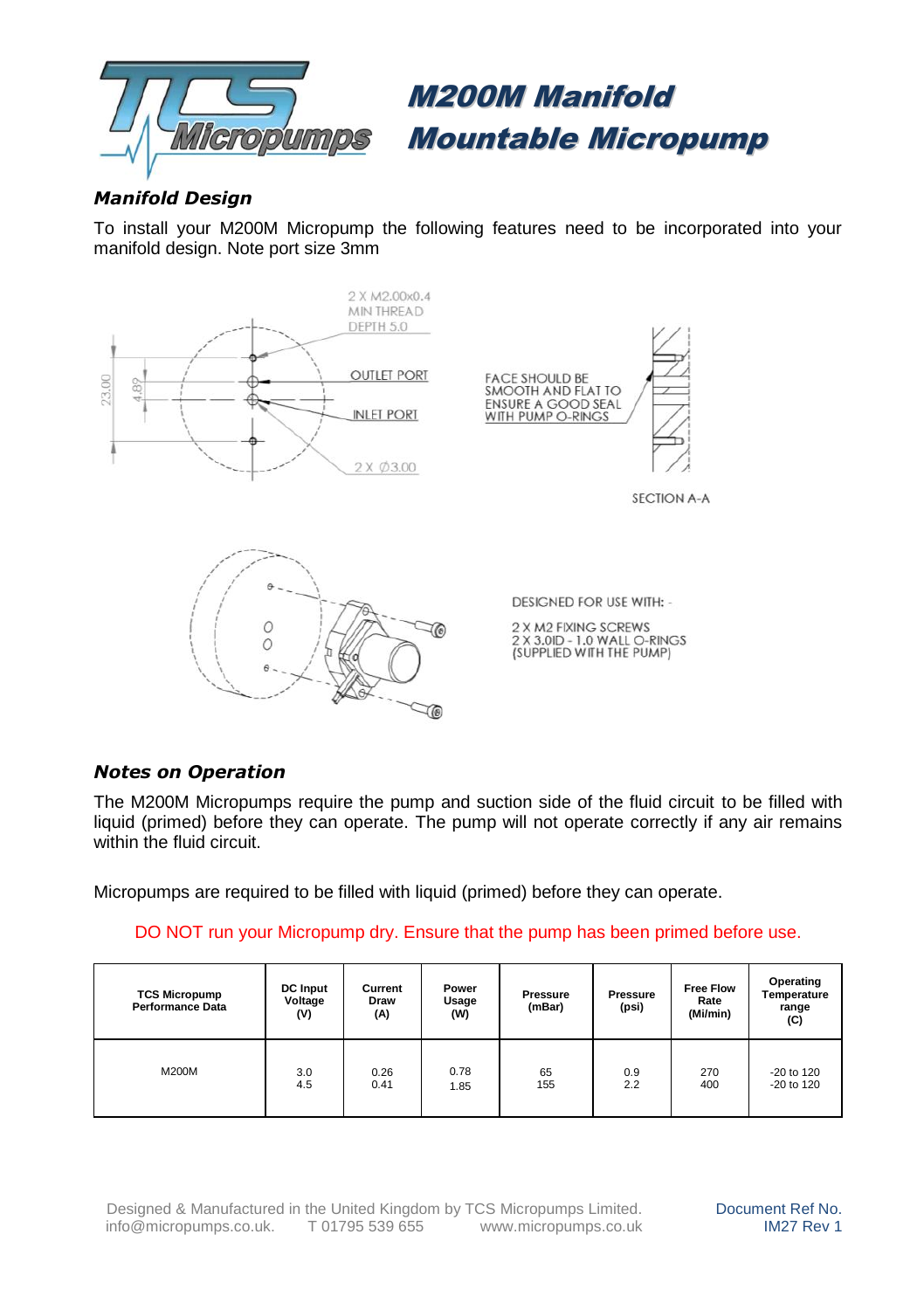# M200M Manifold Mountable Micropump

### *Manifold Design*

To install your M200M Micropump the following features need to be incorporated into your manifold design. Note port size 3mm

2 X M2.00x0.4
MIN THREAD
DEPTH 5.0

OUTLET PORT

INLET PORT

2 X Ø3.00

23.00

4.89

FACE SHOULD BE SMOOTH AND FLAT TO ENSURE A GOOD SEAL WITH PUMP O-RINGS

SECTION A-A

DESIGNED FOR USE WITH: -

2 X M2 FIXING SCREWS
2 X 3.0ID - 1.0 WALL O-RINGS
(SUPPLIED WITH THE PUMP)

### *Notes on Operation*

The M200M Micropumps require the pump and suction side of the fluid circuit to be filled with liquid (primed) before they can operate. The pump will not operate correctly if any air remains within the fluid circuit.

Micropumps are required to be filled with liquid (primed) before they can operate.

DO NOT run your Micropump dry. Ensure that the pump has been primed before use.

| TCS Micropump Performance Data | DC Input Voltage (V) | Current Draw (A) | Power Usage (W) | Pressure (mBar) | Pressure (psi) | Free Flow Rate (Ml/min) | Operating Temperature range (C) |
|---|---|---|---|---|---|---|---|
| M200M | 3.0<br>4.5 | 0.26<br>0.41 | 0.78<br>1.85 | 65<br>155 | 0.9<br>2.2 | 270<br>400 | -20 to 120<br>-20 to 120 |

Designed & Manufactured in the United Kingdom by TCS Micropumps Limited.
info@micropumps.co.uk. T 01795 539 655 www.micropumps.co.uk

Document Ref No.
IM27 Rev 1